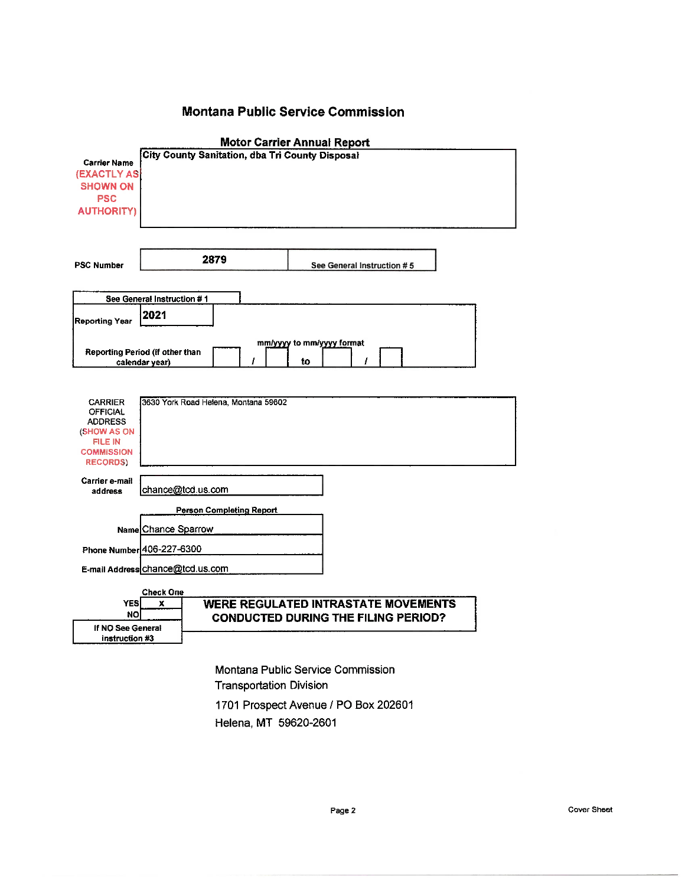# Montana Public Service Commission

## Motor Carrier Annual Report

| | |
|---|---|
| **Carrier Name** (EXACTLY AS SHOWN ON PSC AUTHORITY) | **City County Sanitation, dba Tri County Disposal** |

| | | |
|---|---|---|
| **PSC Number** | **2879** | See General Instruction # 5 |

**See General Instruction # 1**

| | |
|---|---|
| **Reporting Year** | **2021** |
| **Reporting Period (if other than calendar year)** | mm/yyyy to mm/yyyy format: / to / |

| | |
|---|---|
| CARRIER OFFICIAL ADDRESS (SHOW AS ON FILE IN COMMISSION RECORDS) | 3630 York Road Helena, Montana 59602 |
| **Carrier e-mail address** | chance@tcd.us.com |

**Person Completing Report**

| | |
|---|---|
| **Name** | Chance Sparrow |
| **Phone Number** | 406-227-6300 |
| **E-mail Address** | chance@tcd.us.com |

**Check One**

| | | |
|---|---|---|
| **YES** | x | **WERE REGULATED INTRASTATE MOVEMENTS CONDUCTED DURING THE FILING PERIOD?** |
| **NO** | | |

If NO See General instruction #3

Montana Public Service Commission
Transportation Division
1701 Prospect Avenue / PO Box 202601
Helena, MT 59620-2601

Cover Sheet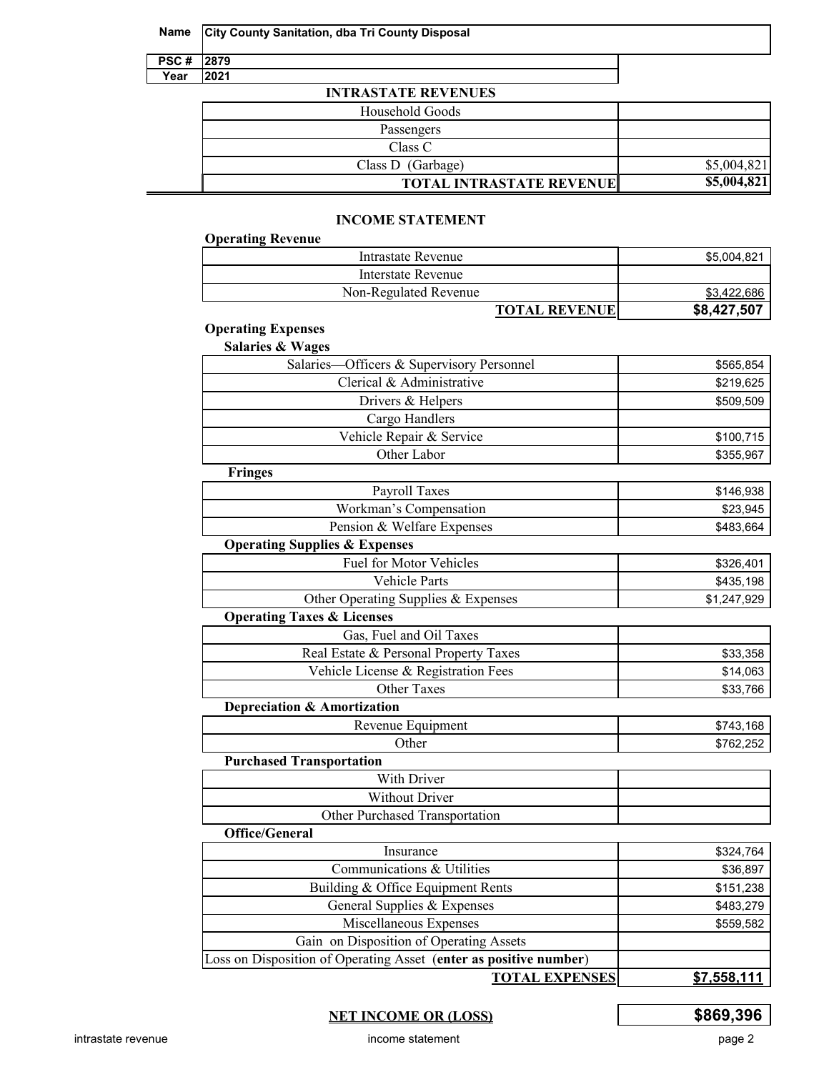| | |
|---|---|
| **Name** | **City County Sanitation, dba Tri County Disposal** |
| **PSC #** | **2879** |
| **Year** | **2021** |

## INTRASTATE REVENUES

| | |
|---|---|
| Household Goods | |
| Passengers | |
| Class C | |
| Class D (Garbage) | $5,004,821 |
| **TOTAL INTRASTATE REVENUE** | **$5,004,821** |

## INCOME STATEMENT

**Operating Revenue**

| | |
|---|---|
| Intrastate Revenue | $5,004,821 |
| Interstate Revenue | |
| Non-Regulated Revenue | $3,422,686 |
| **TOTAL REVENUE** | **$8,427,507** |

**Operating Expenses**

| | |
|---|---|
| **Salaries & Wages** | |
| Salaries—Officers & Supervisory Personnel | $565,854 |
| Clerical & Administrative | $219,625 |
| Drivers & Helpers | $509,509 |
| Cargo Handlers | |
| Vehicle Repair & Service | $100,715 |
| Other Labor | $355,967 |
| **Fringes** | |
| Payroll Taxes | $146,938 |
| Workman's Compensation | $23,945 |
| Pension & Welfare Expenses | $483,664 |
| **Operating Supplies & Expenses** | |
| Fuel for Motor Vehicles | $326,401 |
| Vehicle Parts | $435,198 |
| Other Operating Supplies & Expenses | $1,247,929 |
| **Operating Taxes & Licenses** | |
| Gas, Fuel and Oil Taxes | |
| Real Estate & Personal Property Taxes | $33,358 |
| Vehicle License & Registration Fees | $14,063 |
| Other Taxes | $33,766 |
| **Depreciation & Amortization** | |
| Revenue Equipment | $743,168 |
| Other | $762,252 |
| **Purchased Transportation** | |
| With Driver | |
| Without Driver | |
| Other Purchased Transportation | |
| **Office/General** | |
| Insurance | $324,764 |
| Communications & Utilities | $36,897 |
| Building & Office Equipment Rents | $151,238 |
| General Supplies & Expenses | $483,279 |
| Miscellaneous Expenses | $559,582 |
| Gain on Disposition of Operating Assets | |
| Loss on Disposition of Operating Asset (**enter as positive number**) | |
| **TOTAL EXPENSES** | **$7,558,111** |

| | |
|---|---|
| **NET INCOME OR (LOSS)** | **$869,396** |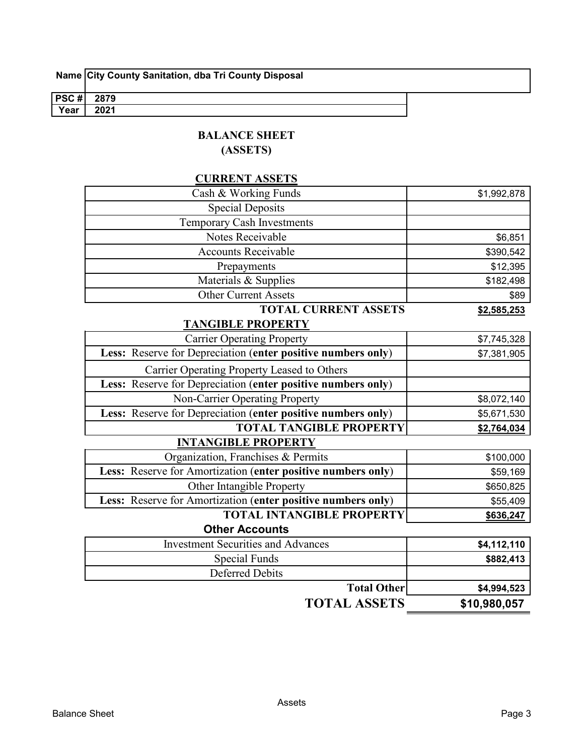| Name | City County Sanitation, dba Tri County Disposal |
|---|---|
| PSC # | 2879 |
| Year | 2021 |

# BALANCE SHEET
## (ASSETS)

### CURRENT ASSETS

| | |
|---|---|
| Cash & Working Funds | $1,992,878 |
| Special Deposits | |
| Temporary Cash Investments | |
| Notes Receivable | $6,851 |
| Accounts Receivable | $390,542 |
| Prepayments | $12,395 |
| Materials & Supplies | $182,498 |
| Other Current Assets | $89 |
| **TOTAL CURRENT ASSETS** | **$2,585,253** |

### TANGIBLE PROPERTY

| | |
|---|---|
| Carrier Operating Property | $7,745,328 |
| **Less:** Reserve for Depreciation (**enter positive numbers only**) | $7,381,905 |
| Carrier Operating Property Leased to Others | |
| **Less:** Reserve for Depreciation (**enter positive numbers only**) | |
| Non-Carrier Operating Property | $8,072,140 |
| **Less:** Reserve for Depreciation (**enter positive numbers only**) | $5,671,530 |
| **TOTAL TANGIBLE PROPERTY** | **$2,764,034** |

### INTANGIBLE PROPERTY

| | |
|---|---|
| Organization, Franchises & Permits | $100,000 |
| **Less:** Reserve for Amortization (**enter positive numbers only**) | $59,169 |
| Other Intangible Property | $650,825 |
| **Less:** Reserve for Amortization (**enter positive numbers only**) | $55,409 |
| **TOTAL INTANGIBLE PROPERTY** | **$636,247** |

### Other Accounts

| | |
|---|---|
| Investment Securities and Advances | **$4,112,110** |
| Special Funds | **$882,413** |
| Deferred Debits | |
| **Total Other** | **$4,994,523** |
| **TOTAL ASSETS** | **$10,980,057** |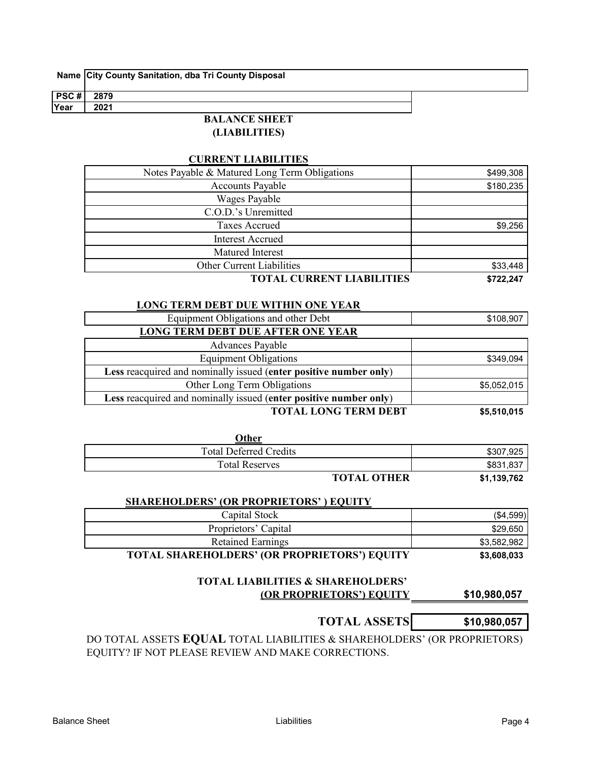| Name | City County Sanitation, dba Tri County Disposal |
|---|---|
| PSC # | 2879 |
| Year | 2021 |

# BALANCE SHEET
## (LIABILITIES)

### CURRENT LIABILITIES

| Item | Amount |
|---|---|
| Notes Payable & Matured Long Term Obligations | $499,308 |
| Accounts Payable | $180,235 |
| Wages Payable | |
| C.O.D.'s Unremitted | |
| Taxes Accrued | $9,256 |
| Interest Accrued | |
| Matured Interest | |
| Other Current Liabilities | $33,448 |
| **TOTAL CURRENT LIABILITIES** | **$722,247** |

### LONG TERM DEBT DUE WITHIN ONE YEAR

| Item | Amount |
|---|---|
| Equipment Obligations and other Debt | $108,907 |
| **LONG TERM DEBT DUE AFTER ONE YEAR** | |
| Advances Payable | |
| Equipment Obligations | $349,094 |
| **Less** reacquired and nominally issued (**enter positive number only**) | |
| Other Long Term Obligations | $5,052,015 |
| **Less** reacquired and nominally issued (**enter positive number only**) | |
| **TOTAL LONG TERM DEBT** | **$5,510,015** |

### Other

| Item | Amount |
|---|---|
| Total Deferred Credits | $307,925 |
| Total Reserves | $831,837 |
| **TOTAL OTHER** | **$1,139,762** |

### SHAREHOLDERS' (OR PROPRIETORS' ) EQUITY

| Item | Amount |
|---|---|
| Capital Stock | ($4,599) |
| Proprietors' Capital | $29,650 |
| Retained Earnings | $3,582,982 |
| **TOTAL SHAREHOLDERS' (OR PROPRIETORS') EQUITY** | **$3,608,033** |

| | |
|---|---|
| **TOTAL LIABILITIES & SHAREHOLDERS' (OR PROPRIETORS') EQUITY** | **$10,980,057** |
| **TOTAL ASSETS** | **$10,980,057** |

DO TOTAL ASSETS **EQUAL** TOTAL LIABILITIES & SHAREHOLDERS' (OR PROPRIETORS) EQUITY? IF NOT PLEASE REVIEW AND MAKE CORRECTIONS.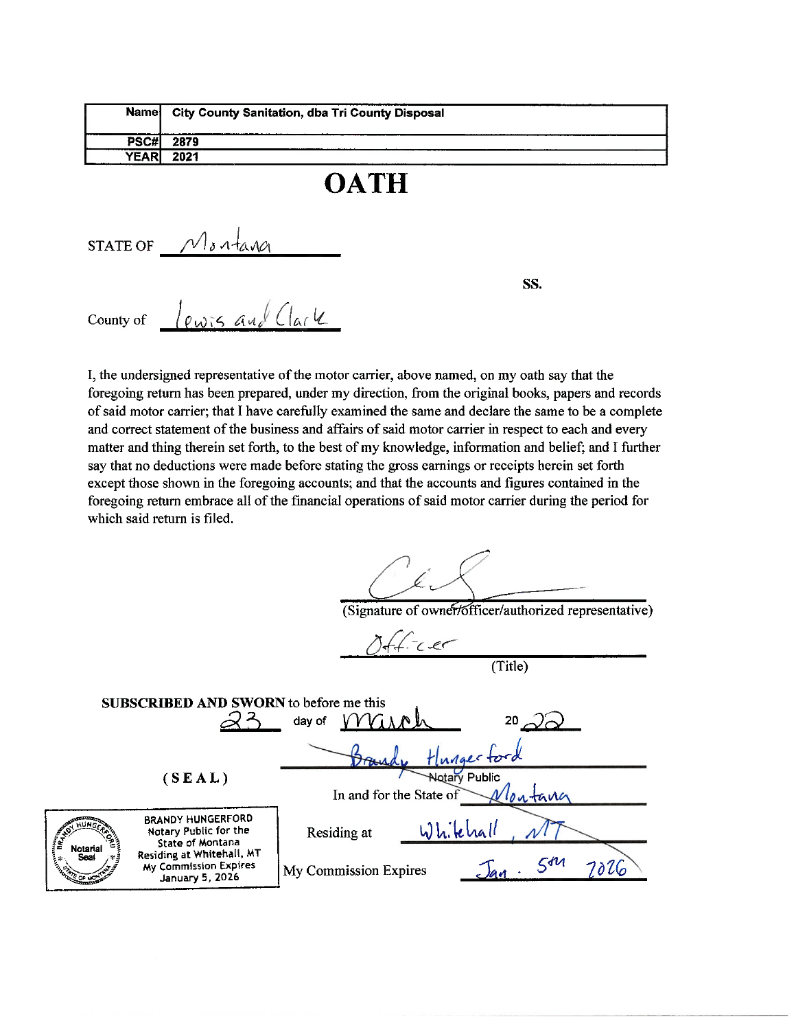| Name | City County Sanitation, dba Tri County Disposal |
| --- | --- |
| PSC# | 2879 |
| YEAR | 2021 |

# OATH

STATE OF Montana

SS.

County of Lewis and Clark

I, the undersigned representative of the motor carrier, above named, on my oath say that the foregoing return has been prepared, under my direction, from the original books, papers and records of said motor carrier; that I have carefully examined the same and declare the same to be a complete and correct statement of the business and affairs of said motor carrier in respect to each and every matter and thing therein set forth, to the best of my knowledge, information and belief; and I further say that no deductions were made before stating the gross earnings or receipts herein set forth except those shown in the foregoing accounts; and that the accounts and figures contained in the foregoing return embrace all of the financial operations of said motor carrier during the period for which said return is filed.

(Signature of owner/officer/authorized representative)

Officer

(Title)

**SUBSCRIBED AND SWORN** to before me this 23 day of March 20 22

Brandy Hungerford

Notary Public

(SEAL)

In and for the State of Montana

Residing at Whitehall, MT

My Commission Expires Jan. 5th 2026

BRANDY HUNGERFORD
Notary Public for the State of Montana
Residing at Whitehall, MT
My Commission Expires January 5, 2026

Notarial Seal